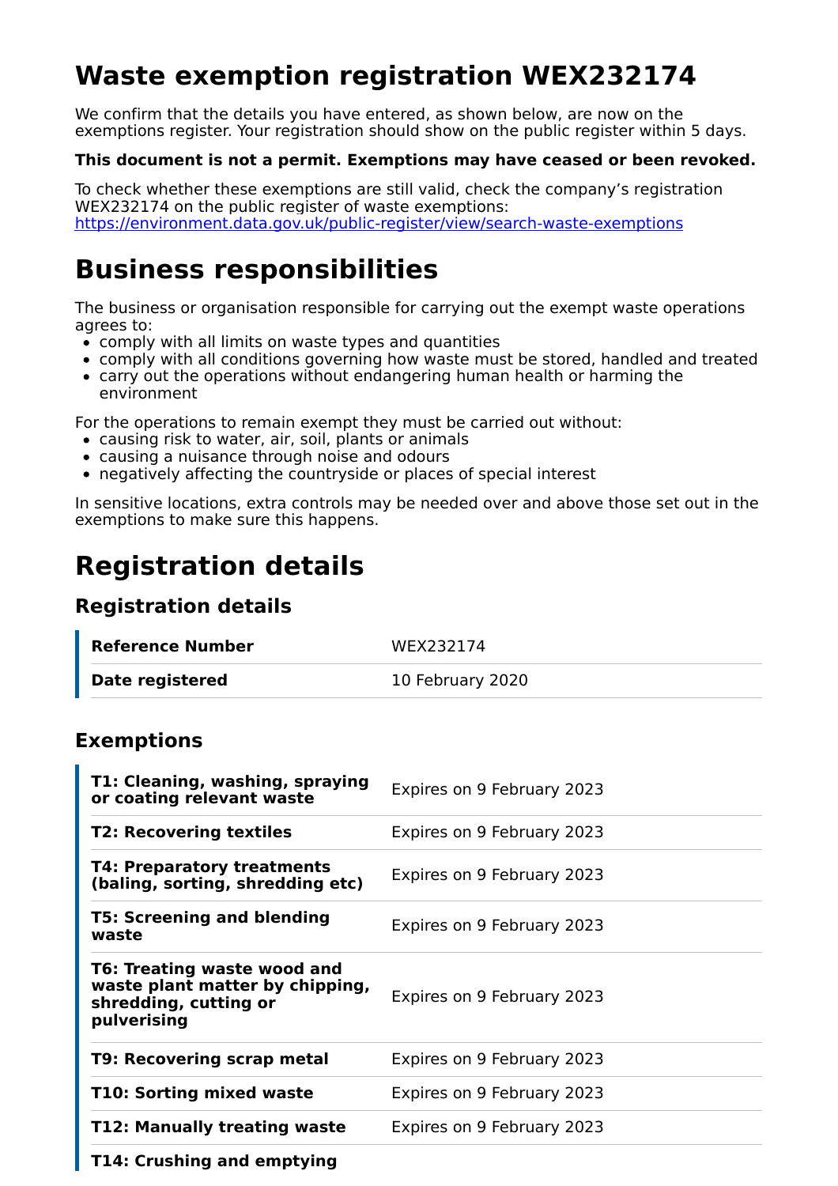# Waste exemption registration WEX232174

We confirm that the details you have entered, as shown below, are now on the exemptions register. Your registration should show on the public register within 5 days.

**This document is not a permit. Exemptions may have ceased or been revoked.**

To check whether these exemptions are still valid, check the company's registration WEX232174 on the public register of waste exemptions:
https://environment.data.gov.uk/public-register/view/search-waste-exemptions

# Business responsibilities

The business or organisation responsible for carrying out the exempt waste operations agrees to:

- comply with all limits on waste types and quantities
- comply with all conditions governing how waste must be stored, handled and treated
- carry out the operations without endangering human health or harming the environment

For the operations to remain exempt they must be carried out without:

- causing risk to water, air, soil, plants or animals
- causing a nuisance through noise and odours
- negatively affecting the countryside or places of special interest

In sensitive locations, extra controls may be needed over and above those set out in the exemptions to make sure this happens.

# Registration details

## Registration details

| | |
|---|---|
| **Reference Number** | WEX232174 |
| **Date registered** | 10 February 2020 |

## Exemptions

| | |
|---|---|
| **T1: Cleaning, washing, spraying or coating relevant waste** | Expires on 9 February 2023 |
| **T2: Recovering textiles** | Expires on 9 February 2023 |
| **T4: Preparatory treatments (baling, sorting, shredding etc)** | Expires on 9 February 2023 |
| **T5: Screening and blending waste** | Expires on 9 February 2023 |
| **T6: Treating waste wood and waste plant matter by chipping, shredding, cutting or pulverising** | Expires on 9 February 2023 |
| **T9: Recovering scrap metal** | Expires on 9 February 2023 |
| **T10: Sorting mixed waste** | Expires on 9 February 2023 |
| **T12: Manually treating waste** | Expires on 9 February 2023 |
| **T14: Crushing and emptying** | |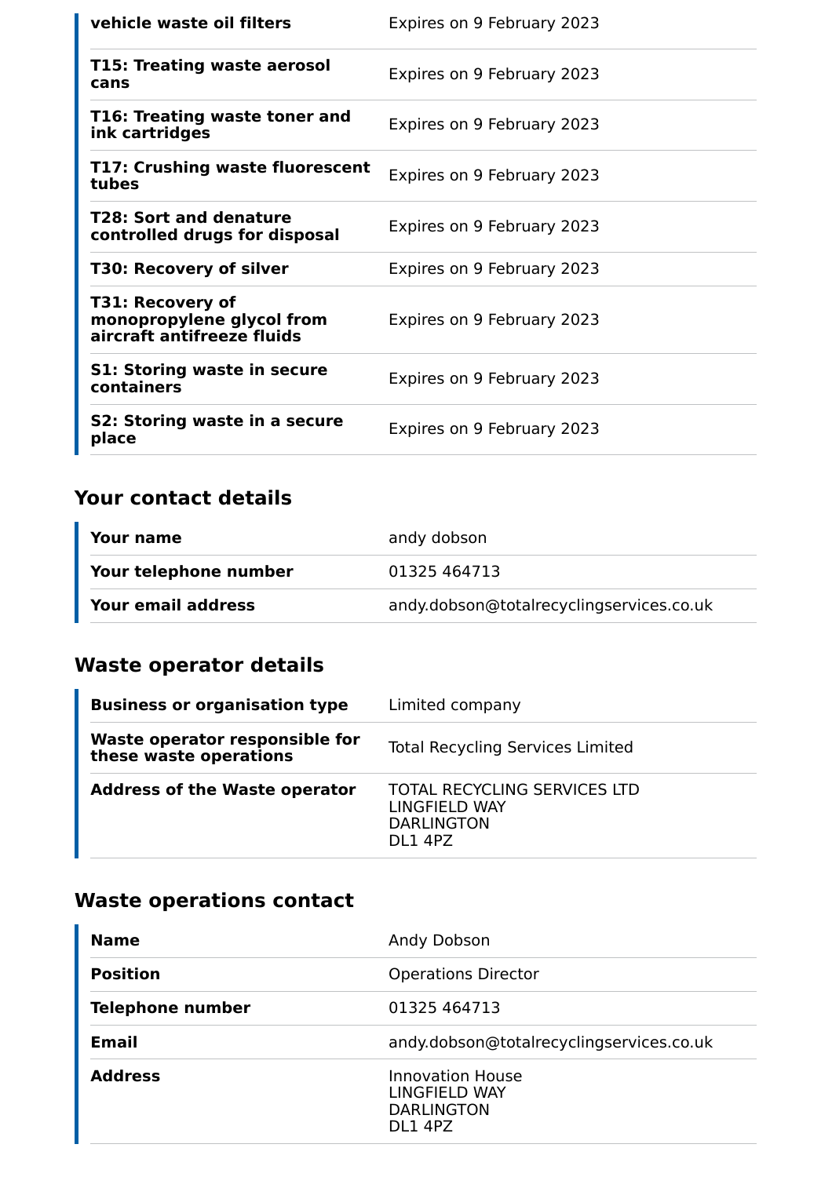| | |
|---|---|
| **vehicle waste oil filters** | Expires on 9 February 2023 |
| **T15: Treating waste aerosol cans** | Expires on 9 February 2023 |
| **T16: Treating waste toner and ink cartridges** | Expires on 9 February 2023 |
| **T17: Crushing waste fluorescent tubes** | Expires on 9 February 2023 |
| **T28: Sort and denature controlled drugs for disposal** | Expires on 9 February 2023 |
| **T30: Recovery of silver** | Expires on 9 February 2023 |
| **T31: Recovery of monopropylene glycol from aircraft antifreeze fluids** | Expires on 9 February 2023 |
| **S1: Storing waste in secure containers** | Expires on 9 February 2023 |
| **S2: Storing waste in a secure place** | Expires on 9 February 2023 |

## Your contact details

| | |
|---|---|
| **Your name** | andy dobson |
| **Your telephone number** | 01325 464713 |
| **Your email address** | andy.dobson@totalrecyclingservices.co.uk |

## Waste operator details

| | |
|---|---|
| **Business or organisation type** | Limited company |
| **Waste operator responsible for these waste operations** | Total Recycling Services Limited |
| **Address of the Waste operator** | TOTAL RECYCLING SERVICES LTD<br>LINGFIELD WAY<br>DARLINGTON<br>DL1 4PZ |

## Waste operations contact

| | |
|---|---|
| **Name** | Andy Dobson |
| **Position** | Operations Director |
| **Telephone number** | 01325 464713 |
| **Email** | andy.dobson@totalrecyclingservices.co.uk |
| **Address** | Innovation House<br>LINGFIELD WAY<br>DARLINGTON<br>DL1 4PZ |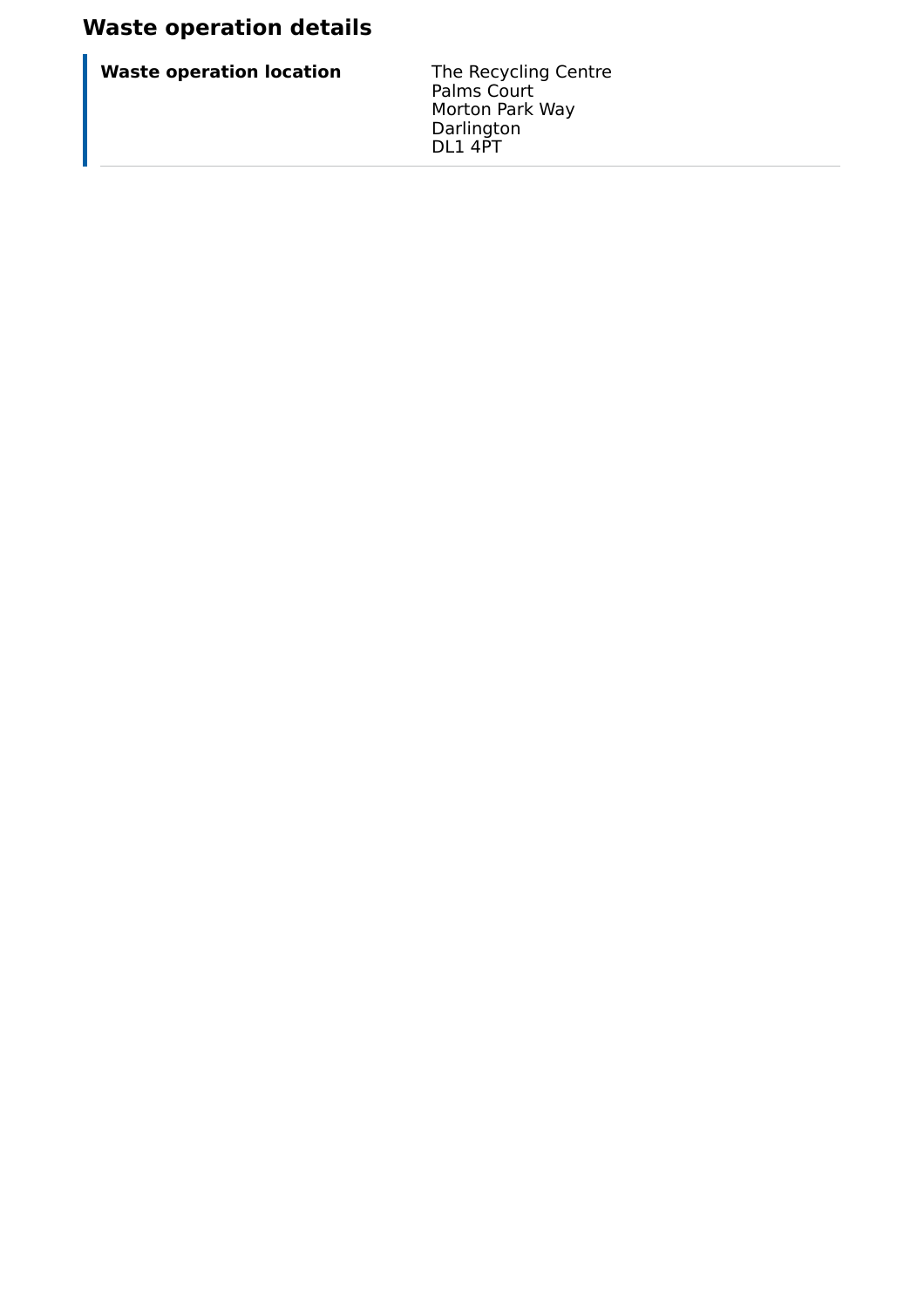## Waste operation details

| | |
|---|---|
| **Waste operation location** | The Recycling Centre<br>Palms Court<br>Morton Park Way<br>Darlington<br>DL1 4PT |